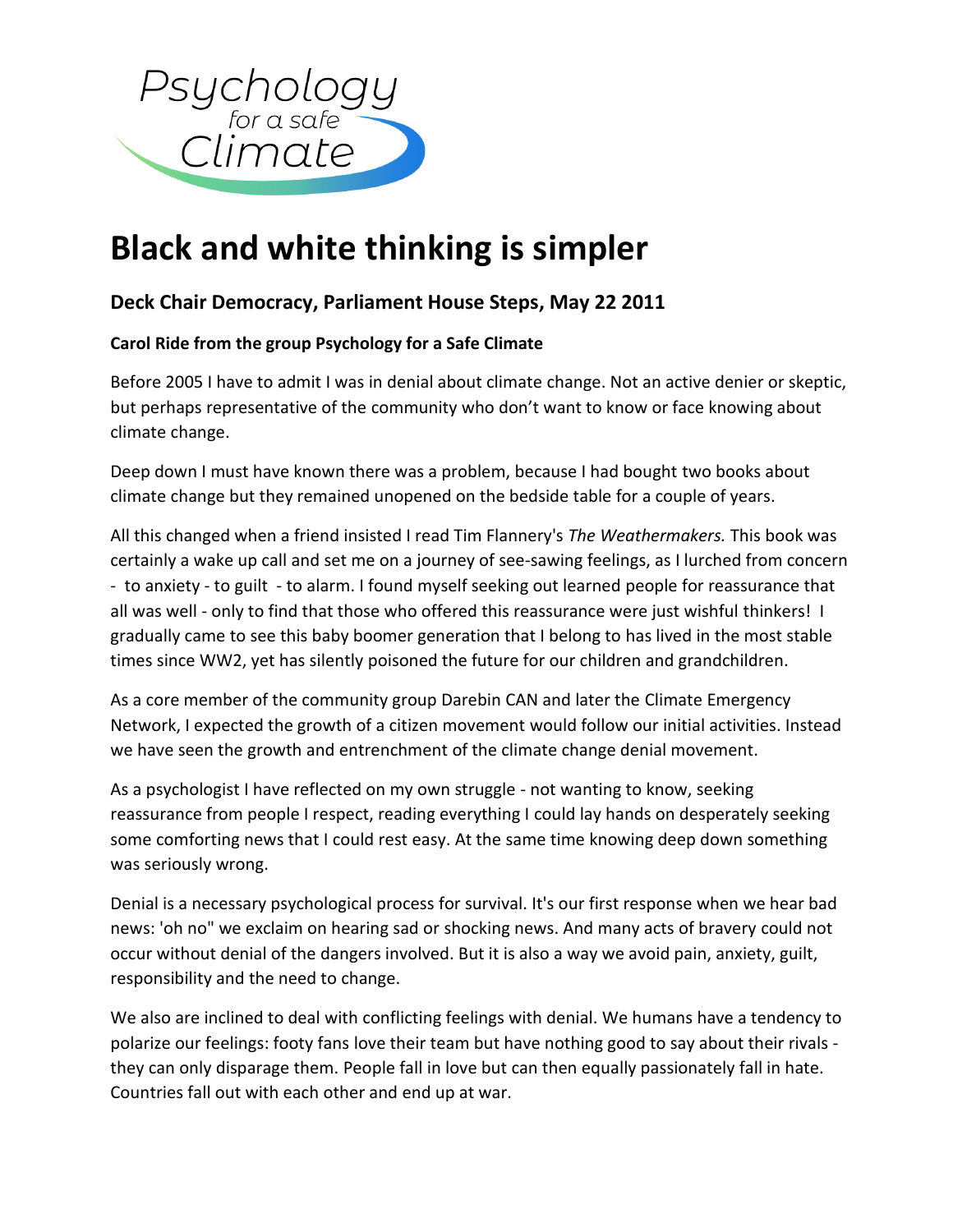# Black and white thinking is simpler

## Deck Chair Democracy, Parliament House Steps, May 22 2011

**Carol Ride from the group Psychology for a Safe Climate**

Before 2005 I have to admit I was in denial about climate change. Not an active denier or skeptic, but perhaps representative of the community who don't want to know or face knowing about climate change.

Deep down I must have known there was a problem, because I had bought two books about climate change but they remained unopened on the bedside table for a couple of years.

All this changed when a friend insisted I read Tim Flannery's *The Weathermakers.* This book was certainly a wake up call and set me on a journey of see-sawing feelings, as I lurched from concern - to anxiety - to guilt - to alarm. I found myself seeking out learned people for reassurance that all was well - only to find that those who offered this reassurance were just wishful thinkers! I gradually came to see this baby boomer generation that I belong to has lived in the most stable times since WW2, yet has silently poisoned the future for our children and grandchildren.

As a core member of the community group Darebin CAN and later the Climate Emergency Network, I expected the growth of a citizen movement would follow our initial activities. Instead we have seen the growth and entrenchment of the climate change denial movement.

As a psychologist I have reflected on my own struggle - not wanting to know, seeking reassurance from people I respect, reading everything I could lay hands on desperately seeking some comforting news that I could rest easy. At the same time knowing deep down something was seriously wrong.

Denial is a necessary psychological process for survival. It's our first response when we hear bad news: 'oh no" we exclaim on hearing sad or shocking news. And many acts of bravery could not occur without denial of the dangers involved. But it is also a way we avoid pain, anxiety, guilt, responsibility and the need to change.

We also are inclined to deal with conflicting feelings with denial. We humans have a tendency to polarize our feelings: footy fans love their team but have nothing good to say about their rivals - they can only disparage them. People fall in love but can then equally passionately fall in hate. Countries fall out with each other and end up at war.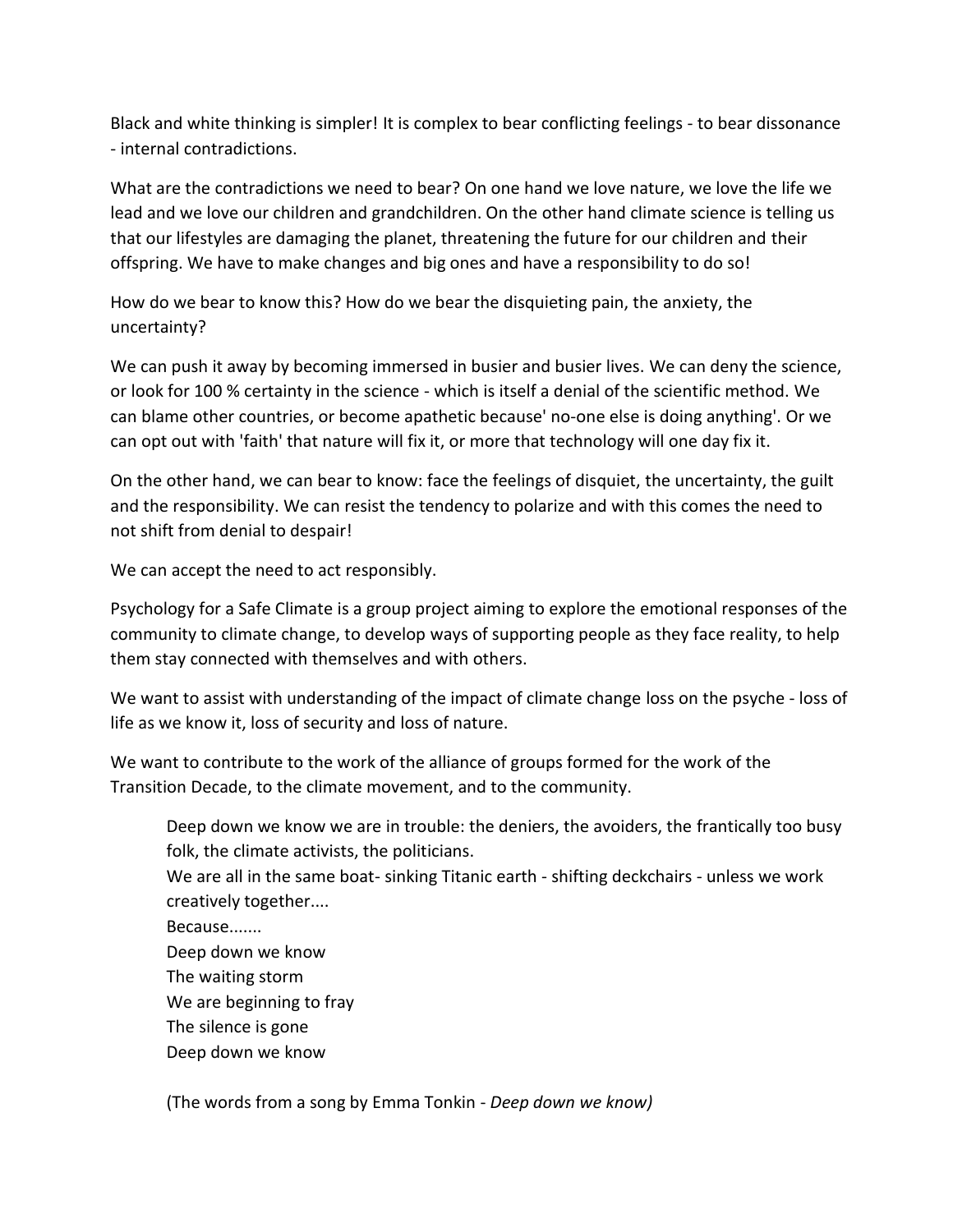Black and white thinking is simpler! It is complex to bear conflicting feelings - to bear dissonance - internal contradictions.

What are the contradictions we need to bear? On one hand we love nature, we love the life we lead and we love our children and grandchildren. On the other hand climate science is telling us that our lifestyles are damaging the planet, threatening the future for our children and their offspring. We have to make changes and big ones and have a responsibility to do so!

How do we bear to know this? How do we bear the disquieting pain, the anxiety, the uncertainty?

We can push it away by becoming immersed in busier and busier lives. We can deny the science, or look for 100 % certainty in the science - which is itself a denial of the scientific method. We can blame other countries, or become apathetic because' no-one else is doing anything'. Or we can opt out with 'faith' that nature will fix it, or more that technology will one day fix it.

On the other hand, we can bear to know: face the feelings of disquiet, the uncertainty, the guilt and the responsibility. We can resist the tendency to polarize and with this comes the need to not shift from denial to despair!

We can accept the need to act responsibly.

Psychology for a Safe Climate is a group project aiming to explore the emotional responses of the community to climate change, to develop ways of supporting people as they face reality, to help them stay connected with themselves and with others.

We want to assist with understanding of the impact of climate change loss on the psyche - loss of life as we know it, loss of security and loss of nature.

We want to contribute to the work of the alliance of groups formed for the work of the Transition Decade, to the climate movement, and to the community.

> Deep down we know we are in trouble: the deniers, the avoiders, the frantically too busy folk, the climate activists, the politicians.
> We are all in the same boat- sinking Titanic earth - shifting deckchairs - unless we work creatively together....
> Because.......
> Deep down we know
> The waiting storm
> We are beginning to fray
> The silence is gone
> Deep down we know
>
> (The words from a song by Emma Tonkin - *Deep down we know)*